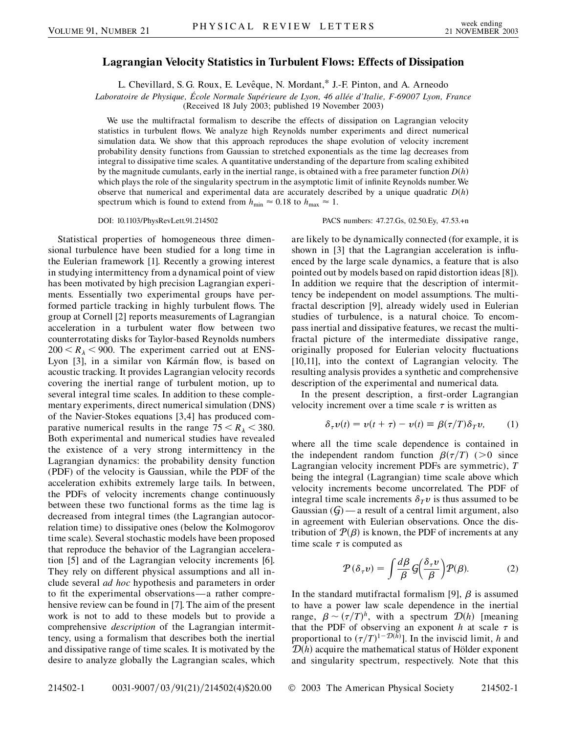# Lagrangian Velocity Statistics in Turbulent Flows: Effects of Dissipation

L. Chevillard, S. G. Roux, E. Levêque, N. Mordant,* J.-F. Pinton, and A. Arneodo

*Laboratoire de Physique, École Normale Supérieure de Lyon, 46 allée d'Italie, F-69007 Lyon, France*
(Received 18 July 2003; published 19 November 2003)

We use the multifractal formalism to describe the effects of dissipation on Lagrangian velocity statistics in turbulent flows. We analyze high Reynolds number experiments and direct numerical simulation data. We show that this approach reproduces the shape evolution of velocity increment probability density functions from Gaussian to stretched exponentials as the time lag decreases from integral to dissipative time scales. A quantitative understanding of the departure from scaling exhibited by the magnitude cumulants, early in the inertial range, is obtained with a free parameter function $D(h)$ which plays the role of the singularity spectrum in the asymptotic limit of infinite Reynolds number. We observe that numerical and experimental data are accurately described by a unique quadratic $D(h)$ spectrum which is found to extend from $h_{\min} \approx 0.18$ to $h_{\max} \approx 1$.

DOI: 10.1103/PhysRevLett.91.214502 PACS numbers: 47.27.Gs, 02.50.Ey, 47.53.+n

Statistical properties of homogeneous three dimensional turbulence have been studied for a long time in the Eulerian framework [1]. Recently a growing interest in studying intermittency from a dynamical point of view has been motivated by high precision Lagrangian experiments. Essentially two experimental groups have performed particle tracking in highly turbulent flows. The group at Cornell [2] reports measurements of Lagrangian acceleration in a turbulent water flow between two counterrotating disks for Taylor-based Reynolds numbers $200 < R_\lambda < 900$. The experiment carried out at ENS-Lyon [3], in a similar von Kármán flow, is based on acoustic tracking. It provides Lagrangian velocity records covering the inertial range of turbulent motion, up to several integral time scales. In addition to these complementary experiments, direct numerical simulation (DNS) of the Navier-Stokes equations [3,4] has produced comparative numerical results in the range $75 < R_\lambda < 380$. Both experimental and numerical studies have revealed the existence of a very strong intermittency in the Lagrangian dynamics: the probability density function (PDF) of the velocity is Gaussian, while the PDF of the acceleration exhibits extremely large tails. In between, the PDFs of velocity increments change continuously between these two functional forms as the time lag is decreased from integral times (the Lagrangian autocorrelation time) to dissipative ones (below the Kolmogorov time scale). Several stochastic models have been proposed that reproduce the behavior of the Lagrangian acceleration [5] and of the Lagrangian velocity increments [6]. They rely on different physical assumptions and all include several *ad hoc* hypothesis and parameters in order to fit the experimental observations—a rather comprehensive review can be found in [7]. The aim of the present work is not to add to these models but to provide a comprehensive *description* of the Lagrangian intermittency, using a formalism that describes both the inertial and dissipative range of time scales. It is motivated by the desire to analyze globally the Lagrangian scales, which are likely to be dynamically connected (for example, it is shown in [3] that the Lagrangian acceleration is influenced by the large scale dynamics, a feature that is also pointed out by models based on rapid distortion ideas [8]). In addition we require that the description of intermittency be independent on model assumptions. The multifractal description [9], already widely used in Eulerian studies of turbulence, is a natural choice. To encompass inertial and dissipative features, we recast the multifractal picture of the intermediate dissipative range, originally proposed for Eulerian velocity fluctuations [10,11], into the context of Lagrangian velocity. The resulting analysis provides a synthetic and comprehensive description of the experimental and numerical data.

In the present description, a first-order Lagrangian velocity increment over a time scale $\tau$ is written as

$$\delta_\tau v(t) = v(t+\tau) - v(t) \equiv \beta(\tau/T)\delta_T v, \tag{1}$$

where all the time scale dependence is contained in the independent random function $\beta(\tau/T)$ ($>0$ since Lagrangian velocity increment PDFs are symmetric), $T$ being the integral (Lagrangian) time scale above which velocity increments become uncorrelated. The PDF of integral time scale increments $\delta_T v$ is thus assumed to be Gaussian ($\mathcal{G}$)—a result of a central limit argument, also in agreement with Eulerian observations. Once the distribution of $\mathcal{P}(\beta)$ is known, the PDF of increments at any time scale $\tau$ is computed as

$$\mathcal{P}(\delta_\tau v) = \int \frac{d\beta}{\beta} \mathcal{G}\left(\frac{\delta_\tau v}{\beta}\right)\mathcal{P}(\beta). \tag{2}$$

In the standard mutifractal formalism [9], $\beta$ is assumed to have a power law scale dependence in the inertial range, $\beta \sim (\tau/T)^h$, with a spectrum $\mathcal{D}(h)$ [meaning that the PDF of observing an exponent $h$ at scale $\tau$ is proportional to $(\tau/T)^{1-\mathcal{D}(h)}$]. In the inviscid limit, $h$ and $\mathcal{D}(h)$ acquire the mathematical status of Hölder exponent and singularity spectrum, respectively. Note that this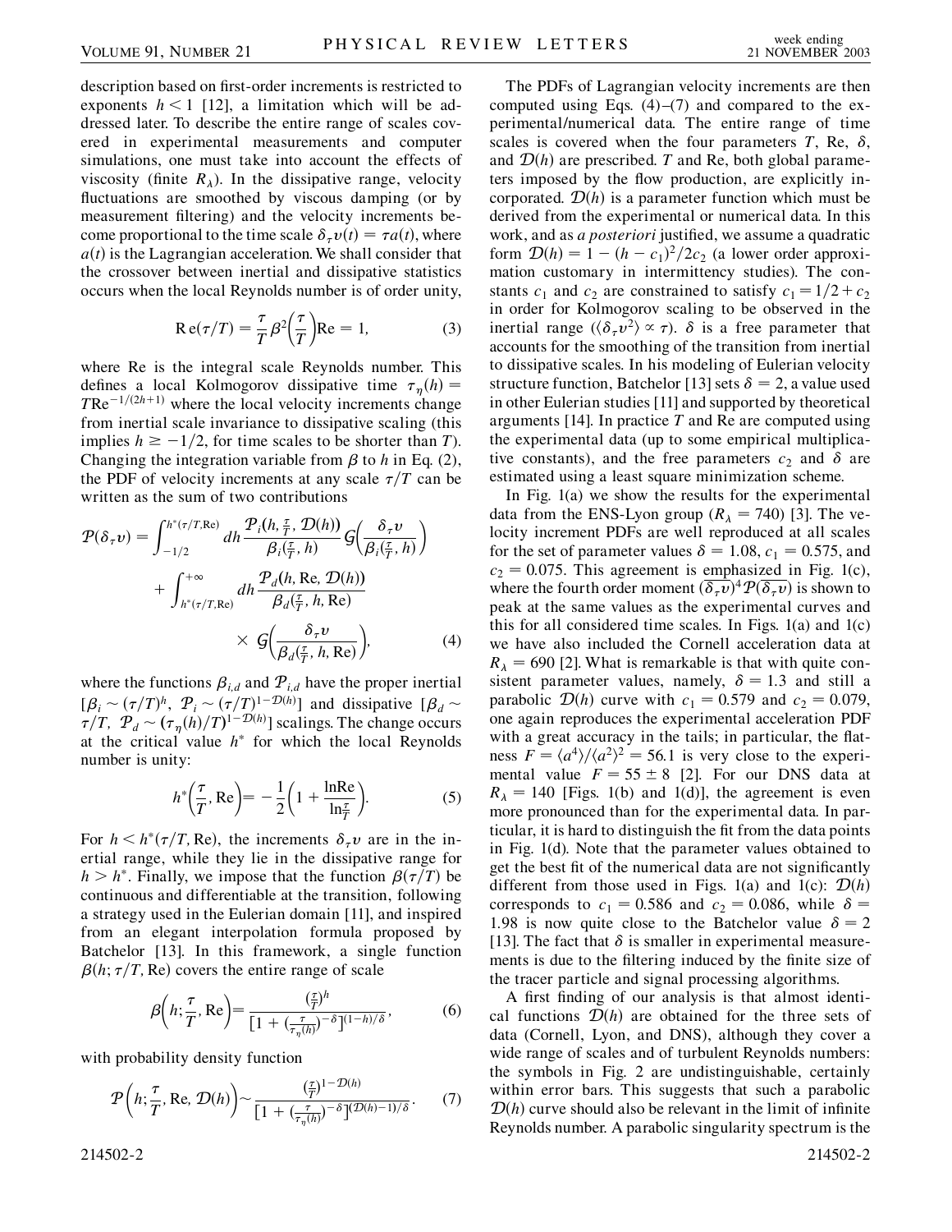description based on first-order increments is restricted to exponents $h < 1$ [12], a limitation which will be addressed later. To describe the entire range of scales covered in experimental measurements and computer simulations, one must take into account the effects of viscosity (finite $R_\lambda$). In the dissipative range, velocity fluctuations are smoothed by viscous damping (or by measurement filtering) and the velocity increments become proportional to the time scale $\delta_\tau v(t) = \tau a(t)$, where $a(t)$ is the Lagrangian acceleration. We shall consider that the crossover between inertial and dissipative statistics occurs when the local Reynolds number is of order unity,

$$\mathrm{Re}(\tau/T) = \frac{\tau}{T}\beta^2\left(\frac{\tau}{T}\right)\mathrm{Re} = 1, \tag{3}$$

where Re is the integral scale Reynolds number. This defines a local Kolmogorov dissipative time $\tau_\eta(h) = T\mathrm{Re}^{-1/(2h+1)}$ where the local velocity increments change from inertial scale invariance to dissipative scaling (this implies $h \geq -1/2$, for time scales to be shorter than $T$). Changing the integration variable from $\beta$ to $h$ in Eq. (2), the PDF of velocity increments at any scale $\tau/T$ can be written as the sum of two contributions

$$\mathcal{P}(\delta_\tau v) = \int_{-1/2}^{h^*(\tau/T,\mathrm{Re})} dh \frac{\mathcal{P}_i(h, \frac{\tau}{T}, \mathcal{D}(h))}{\beta_i(\frac{\tau}{T}, h)} \mathcal{G}\left(\frac{\delta_\tau v}{\beta_i(\frac{\tau}{T}, h)}\right) + \int_{h^*(\tau/T,\mathrm{Re})}^{+\infty} dh \frac{\mathcal{P}_d(h, \mathrm{Re}, \mathcal{D}(h))}{\beta_d(\frac{\tau}{T}, h, \mathrm{Re})} \times \mathcal{G}\left(\frac{\delta_\tau v}{\beta_d(\frac{\tau}{T}, h, \mathrm{Re})}\right), \tag{4}$$

where the functions $\beta_{i,d}$ and $\mathcal{P}_{i,d}$ have the proper inertial $[\beta_i \sim (\tau/T)^h,\ \mathcal{P}_i \sim (\tau/T)^{1-\mathcal{D}(h)}]$ and dissipative $[\beta_d \sim \tau/T,\ \mathcal{P}_d \sim (\tau_\eta(h)/T)^{1-\mathcal{D}(h)}]$ scalings. The change occurs at the critical value $h^*$ for which the local Reynolds number is unity:

$$h^*\left(\frac{\tau}{T}, \mathrm{Re}\right) = -\frac{1}{2}\left(1 + \frac{\ln \mathrm{Re}}{\ln\frac{\tau}{T}}\right). \tag{5}$$

For $h < h^*(\tau/T, \mathrm{Re})$, the increments $\delta_\tau v$ are in the inertial range, while they lie in the dissipative range for $h > h^*$. Finally, we impose that the function $\beta(\tau/T)$ be continuous and differentiable at the transition, following a strategy used in the Eulerian domain [11], and inspired from an elegant interpolation formula proposed by Batchelor [13]. In this framework, a single function $\beta(h; \tau/T, \mathrm{Re})$ covers the entire range of scale

$$\beta\left(h; \frac{\tau}{T}, \mathrm{Re}\right) = \frac{(\frac{\tau}{T})^h}{[1 + (\frac{\tau}{\tau_\eta(h)})^{-\delta}]^{(1-h)/\delta}}, \tag{6}$$

with probability density function

$$\mathcal{P}\left(h; \frac{\tau}{T}, \mathrm{Re}, \mathcal{D}(h)\right) \sim \frac{(\frac{\tau}{T})^{1-\mathcal{D}(h)}}{[1 + (\frac{\tau}{\tau_\eta(h)})^{-\delta}]^{(\mathcal{D}(h)-1)/\delta}}. \tag{7}$$

The PDFs of Lagrangian velocity increments are then computed using Eqs. (4)–(7) and compared to the experimental/numerical data. The entire range of time scales is covered when the four parameters $T$, Re, $\delta$, and $\mathcal{D}(h)$ are prescribed. $T$ and Re, both global parameters imposed by the flow production, are explicitly incorporated. $\mathcal{D}(h)$ is a parameter function which must be derived from the experimental or numerical data. In this work, and as *a posteriori* justified, we assume a quadratic form $\mathcal{D}(h) = 1 - (h - c_1)^2/2c_2$ (a lower order approximation customary in intermittency studies). The constants $c_1$ and $c_2$ are constrained to satisfy $c_1 = 1/2 + c_2$ in order for Kolmogorov scaling to be observed in the inertial range ($\langle \delta_\tau v^2 \rangle \propto \tau$). $\delta$ is a free parameter that accounts for the smoothing of the transition from inertial to dissipative scales. In his modeling of Eulerian velocity structure function, Batchelor [13] sets $\delta = 2$, a value used in other Eulerian studies [11] and supported by theoretical arguments [14]. In practice $T$ and Re are computed using the experimental data (up to some empirical multiplicative constants), and the free parameters $c_2$ and $\delta$ are estimated using a least square minimization scheme.

In Fig. 1(a) we show the results for the experimental data from the ENS-Lyon group ($R_\lambda = 740$) [3]. The velocity increment PDFs are well reproduced at all scales for the set of parameter values $\delta = 1.08$, $c_1 = 0.575$, and $c_2 = 0.075$. This agreement is emphasized in Fig. 1(c), where the fourth order moment $(\overline{\delta_\tau v})^4 \mathcal{P}(\overline{\delta_\tau v})$ is shown to peak at the same values as the experimental curves and this for all considered time scales. In Figs. 1(a) and 1(c) we have also included the Cornell acceleration data at $R_\lambda = 690$ [2]. What is remarkable is that with quite consistent parameter values, namely, $\delta = 1.3$ and still a parabolic $\mathcal{D}(h)$ curve with $c_1 = 0.579$ and $c_2 = 0.079$, one again reproduces the experimental acceleration PDF with a great accuracy in the tails; in particular, the flatness $F = \langle a^4 \rangle / \langle a^2 \rangle^2 = 56.1$ is very close to the experimental value $F = 55 \pm 8$ [2]. For our DNS data at $R_\lambda = 140$ [Figs. 1(b) and 1(d)], the agreement is even more pronounced than for the experimental data. In particular, it is hard to distinguish the fit from the data points in Fig. 1(d). Note that the parameter values obtained to get the best fit of the numerical data are not significantly different from those used in Figs. 1(a) and 1(c): $\mathcal{D}(h)$ corresponds to $c_1 = 0.586$ and $c_2 = 0.086$, while $\delta = 1.98$ is now quite close to the Batchelor value $\delta = 2$ [13]. The fact that $\delta$ is smaller in experimental measurements is due to the filtering induced by the finite size of the tracer particle and signal processing algorithms.

A first finding of our analysis is that almost identical functions $\mathcal{D}(h)$ are obtained for the three sets of data (Cornell, Lyon, and DNS), although they cover a wide range of scales and of turbulent Reynolds numbers: the symbols in Fig. 2 are undistinguishable, certainly within error bars. This suggests that such a parabolic $\mathcal{D}(h)$ curve should also be relevant in the limit of infinite Reynolds number. A parabolic singularity spectrum is the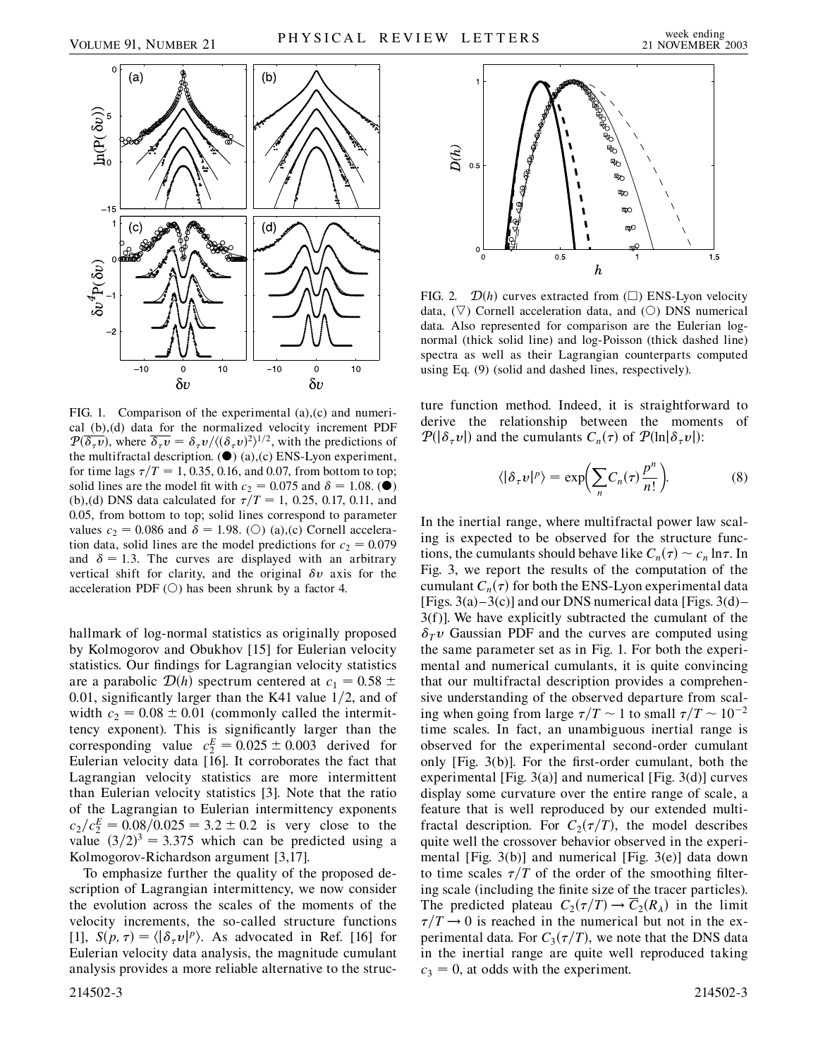FIG. 1. Comparison of the experimental (a),(c) and numerical (b),(d) data for the normalized velocity increment PDF $\mathcal{P}(\overline{\delta_\tau v})$, where $\overline{\delta_\tau v} = \delta_\tau v / \langle(\delta_\tau v)^2\rangle^{1/2}$, with the predictions of the multifractal description. (●) (a),(c) ENS-Lyon experiment, for time lags $\tau/T = 1$, 0.35, 0.16, and 0.07, from bottom to top; solid lines are the model fit with $c_2 = 0.075$ and $\delta = 1.08$. (●) (b),(d) DNS data calculated for $\tau/T = 1$, 0.25, 0.17, 0.11, and 0.05, from bottom to top; solid lines correspond to parameter values $c_2 = 0.086$ and $\delta = 1.98$. (○) (a),(c) Cornell acceleration data, solid lines are the model predictions for $c_2 = 0.079$ and $\delta = 1.3$. The curves are displayed with an arbitrary vertical shift for clarity, and the original $\delta v$ axis for the acceleration PDF (○) has been shrunk by a factor 4.

hallmark of log-normal statistics as originally proposed by Kolmogorov and Obukhov [15] for Eulerian velocity statistics. Our findings for Lagrangian velocity statistics are a parabolic $\mathcal{D}(h)$ spectrum centered at $c_1 = 0.58 \pm 0.01$, significantly larger than the K41 value 1/2, and of width $c_2 = 0.08 \pm 0.01$ (commonly called the intermittency exponent). This is significantly larger than the corresponding value $c_2^E = 0.025 \pm 0.003$ derived for Eulerian velocity data [16]. It corroborates the fact that Lagrangian velocity statistics are more intermittent than Eulerian velocity statistics [3]. Note that the ratio of the Lagrangian to Eulerian intermittency exponents $c_2/c_2^E = 0.08/0.025 = 3.2 \pm 0.2$ is very close to the value $(3/2)^3 = 3.375$ which can be predicted using a Kolmogorov-Richardson argument [3,17].

To emphasize further the quality of the proposed description of Lagrangian intermittency, we now consider the evolution across the scales of the moments of the velocity increments, the so-called structure functions [1], $S(p,\tau) = \langle|\delta_\tau v|^p\rangle$. As advocated in Ref. [16] for Eulerian velocity data analysis, the magnitude cumulant analysis provides a more reliable alternative to the structure function method. Indeed, it is straightforward to derive the relationship between the moments of $\mathcal{P}(|\delta_\tau v|)$ and the cumulants $C_n(\tau)$ of $\mathcal{P}(\ln|\delta_\tau v|)$:

$$\langle|\delta_\tau v|^p\rangle = \exp\left(\sum_n C_n(\tau)\frac{p^n}{n!}\right). \tag{8}$$

In the inertial range, where multifractal power law scaling is expected to be observed for the structure functions, the cumulants should behave like $C_n(\tau) \sim c_n \ln\tau$. In Fig. 3, we report the results of the computation of the cumulant $C_n(\tau)$ for both the ENS-Lyon experimental data [Figs. 3(a)–3(c)] and our DNS numerical data [Figs. 3(d)–3(f)]. We have explicitly subtracted the cumulant of the $\delta_T v$ Gaussian PDF and the curves are computed using the same parameter set as in Fig. 1. For both the experimental and numerical cumulants, it is quite convincing that our multifractal description provides a comprehensive understanding of the observed departure from scaling when going from large $\tau/T \sim 1$ to small $\tau/T \sim 10^{-2}$ time scales. In fact, an unambiguous inertial range is observed for the experimental second-order cumulant only [Fig. 3(b)]. For the first-order cumulant, both the experimental [Fig. 3(a)] and numerical [Fig. 3(d)] curves display some curvature over the entire range of scale, a feature that is well reproduced by our extended multifractal description. For $C_2(\tau/T)$, the model describes quite well the crossover behavior observed in the experimental [Fig. 3(b)] and numerical [Fig. 3(e)] data down to time scales $\tau/T$ of the order of the smoothing filtering scale (including the finite size of the tracer particles). The predicted plateau $C_2(\tau/T) \to \overline{C}_2(R_\lambda)$ in the limit $\tau/T \to 0$ is reached in the numerical but not in the experimental data. For $C_3(\tau/T)$, we note that the DNS data in the inertial range are quite well reproduced taking $c_3 = 0$, at odds with the experiment.

FIG. 2. $\mathcal{D}(h)$ curves extracted from (□) ENS-Lyon velocity data, (▽) Cornell acceleration data, and (○) DNS numerical data. Also represented for comparison are the Eulerian log-normal (thick solid line) and log-Poisson (thick dashed line) spectra as well as their Lagrangian counterparts computed using Eq. (9) (solid and dashed lines, respectively).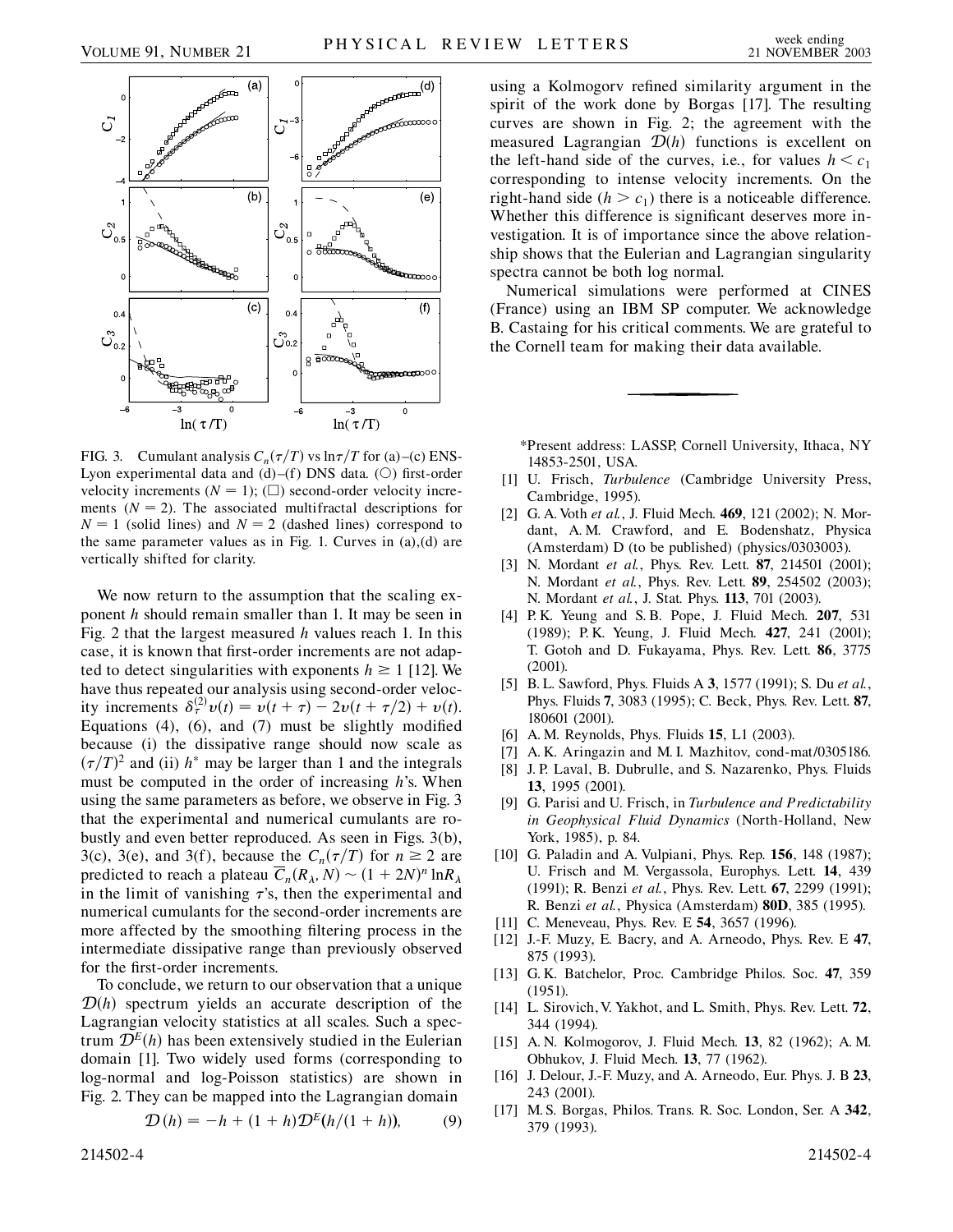(a)
(b)
(c)
(d)
(e)
(f)

$C_1$
$C_2$
$C_3$

0
−2
−4
1
0.5
0
0.4
0.2
0
−6
−3
0

0
−3
−6
1
0.5
0
0.4
0.2
0
−6
−3
0

$\ln(\tau/T)$
$\ln(\tau/T)$

FIG. 3. Cumulant analysis $C_n(\tau/T)$ vs $\ln\tau/T$ for (a)–(c) ENS-Lyon experimental data and (d)–(f) DNS data. (○) first-order velocity increments ($N = 1$); (□) second-order velocity increments ($N = 2$). The associated multifractal descriptions for $N = 1$ (solid lines) and $N = 2$ (dashed lines) correspond to the same parameter values as in Fig. 1. Curves in (a),(d) are vertically shifted for clarity.

We now return to the assumption that the scaling exponent $h$ should remain smaller than 1. It may be seen in Fig. 2 that the largest measured $h$ values reach 1. In this case, it is known that first-order increments are not adapted to detect singularities with exponents $h \geq 1$ [12]. We have thus repeated our analysis using second-order velocity increments $\delta_\tau^{(2)} v(t) = v(t + \tau) - 2v(t + \tau/2) + v(t)$. Equations (4), (6), and (7) must be slightly modified because (i) the dissipative range should now scale as $(\tau/T)^2$ and (ii) $h^*$ may be larger than 1 and the integrals must be computed in the order of increasing $h$'s. When using the same parameters as before, we observe in Fig. 3 that the experimental and numerical cumulants are robustly and even better reproduced. As seen in Figs. 3(b), 3(c), 3(e), and 3(f), because the $C_n(\tau/T)$ for $n \geq 2$ are predicted to reach a plateau $\overline{C}_n(R_\lambda, N) \sim (1 + 2N)^n \ln R_\lambda$ in the limit of vanishing $\tau$'s, then the experimental and numerical cumulants for the second-order increments are more affected by the smoothing filtering process in the intermediate dissipative range than previously observed for the first-order increments.

To conclude, we return to our observation that a unique $\mathcal{D}(h)$ spectrum yields an accurate description of the Lagrangian velocity statistics at all scales. Such a spectrum $\mathcal{D}^E(h)$ has been extensively studied in the Eulerian domain [1]. Two widely used forms (corresponding to log-normal and log-Poisson statistics) are shown in Fig. 2. They can be mapped into the Lagrangian domain

$$\mathcal{D}(h) = -h + (1 + h)\mathcal{D}^E(h/(1 + h)), \tag{9}$$

using a Kolmogorv refined similarity argument in the spirit of the work done by Borgas [17]. The resulting curves are shown in Fig. 2; the agreement with the measured Lagrangian $\mathcal{D}(h)$ functions is excellent on the left-hand side of the curves, i.e., for values $h < c_1$ corresponding to intense velocity increments. On the right-hand side ($h > c_1$) there is a noticeable difference. Whether this difference is significant deserves more investigation. It is of importance since the above relationship shows that the Eulerian and Lagrangian singularity spectra cannot be both log normal.

Numerical simulations were performed at CINES (France) using an IBM SP computer. We acknowledge B. Castaing for his critical comments. We are grateful to the Cornell team for making their data available.

---

*Present address: LASSP, Cornell University, Ithaca, NY 14853-2501, USA.

[1] U. Frisch, *Turbulence* (Cambridge University Press, Cambridge, 1995).

[2] G. A. Voth *et al.*, J. Fluid Mech. **469**, 121 (2002); N. Mordant, A. M. Crawford, and E. Bodenshatz, Physica (Amsterdam) D (to be published) (physics/0303003).

[3] N. Mordant *et al.*, Phys. Rev. Lett. **87**, 214501 (2001); N. Mordant *et al.*, Phys. Rev. Lett. **89**, 254502 (2003); N. Mordant *et al.*, J. Stat. Phys. **113**, 701 (2003).

[4] P. K. Yeung and S. B. Pope, J. Fluid Mech. **207**, 531 (1989); P. K. Yeung, J. Fluid Mech. **427**, 241 (2001); T. Gotoh and D. Fukayama, Phys. Rev. Lett. **86**, 3775 (2001).

[5] B. L. Sawford, Phys. Fluids A **3**, 1577 (1991); S. Du *et al.*, Phys. Fluids **7**, 3083 (1995); C. Beck, Phys. Rev. Lett. **87**, 180601 (2001).

[6] A. M. Reynolds, Phys. Fluids **15**, L1 (2003).

[7] A. K. Aringazin and M. I. Mazhitov, cond-mat/0305186.

[8] J. P. Laval, B. Dubrulle, and S. Nazarenko, Phys. Fluids **13**, 1995 (2001).

[9] G. Parisi and U. Frisch, in *Turbulence and Predictability in Geophysical Fluid Dynamics* (North-Holland, New York, 1985), p. 84.

[10] G. Paladin and A. Vulpiani, Phys. Rep. **156**, 148 (1987); U. Frisch and M. Vergassola, Europhys. Lett. **14**, 439 (1991); R. Benzi *et al.*, Phys. Rev. Lett. **67**, 2299 (1991); R. Benzi *et al.*, Physica (Amsterdam) **80D**, 385 (1995).

[11] C. Meneveau, Phys. Rev. E **54**, 3657 (1996).

[12] J.-F. Muzy, E. Bacry, and A. Arneodo, Phys. Rev. E **47**, 875 (1993).

[13] G. K. Batchelor, Proc. Cambridge Philos. Soc. **47**, 359 (1951).

[14] L. Sirovich, V. Yakhot, and L. Smith, Phys. Rev. Lett. **72**, 344 (1994).

[15] A. N. Kolmogorov, J. Fluid Mech. **13**, 82 (1962); A. M. Obhukov, J. Fluid Mech. **13**, 77 (1962).

[16] J. Delour, J.-F. Muzy, and A. Arneodo, Eur. Phys. J. B **23**, 243 (2001).

[17] M. S. Borgas, Philos. Trans. R. Soc. London, Ser. A **342**, 379 (1993).